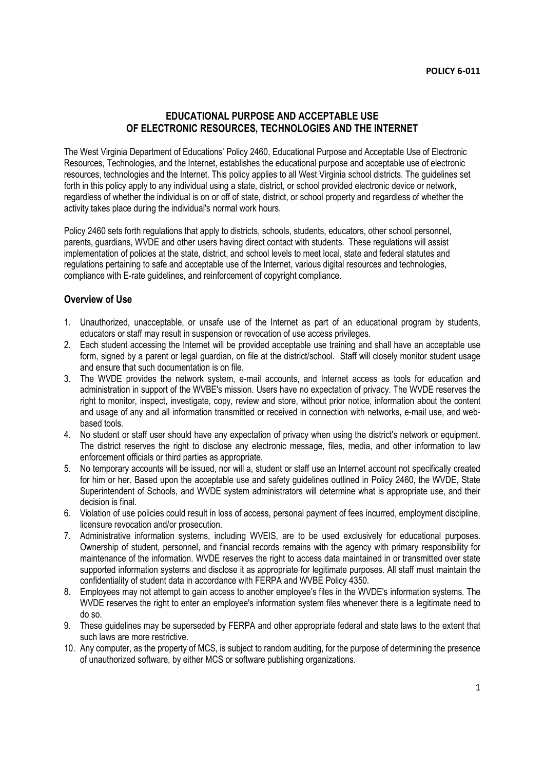**POLICY 6-011**

# EDUCATIONAL PURPOSE AND ACCEPTABLE USE OF ELECTRONIC RESOURCES, TECHNOLOGIES AND THE INTERNET

The West Virginia Department of Educations' Policy 2460, Educational Purpose and Acceptable Use of Electronic Resources, Technologies, and the Internet, establishes the educational purpose and acceptable use of electronic resources, technologies and the Internet. This policy applies to all West Virginia school districts. The guidelines set forth in this policy apply to any individual using a state, district, or school provided electronic device or network, regardless of whether the individual is on or off of state, district, or school property and regardless of whether the activity takes place during the individual's normal work hours.

Policy 2460 sets forth regulations that apply to districts, schools, students, educators, other school personnel, parents, guardians, WVDE and other users having direct contact with students. These regulations will assist implementation of policies at the state, district, and school levels to meet local, state and federal statutes and regulations pertaining to safe and acceptable use of the Internet, various digital resources and technologies, compliance with E-rate guidelines, and reinforcement of copyright compliance.

## Overview of Use

1. Unauthorized, unacceptable, or unsafe use of the Internet as part of an educational program by students, educators or staff may result in suspension or revocation of use access privileges.
2. Each student accessing the Internet will be provided acceptable use training and shall have an acceptable use form, signed by a parent or legal guardian, on file at the district/school. Staff will closely monitor student usage and ensure that such documentation is on file.
3. The WVDE provides the network system, e-mail accounts, and Internet access as tools for education and administration in support of the WVBE's mission. Users have no expectation of privacy. The WVDE reserves the right to monitor, inspect, investigate, copy, review and store, without prior notice, information about the content and usage of any and all information transmitted or received in connection with networks, e-mail use, and web-based tools.
4. No student or staff user should have any expectation of privacy when using the district's network or equipment. The district reserves the right to disclose any electronic message, files, media, and other information to law enforcement officials or third parties as appropriate.
5. No temporary accounts will be issued, nor will a, student or staff use an Internet account not specifically created for him or her. Based upon the acceptable use and safety guidelines outlined in Policy 2460, the WVDE, State Superintendent of Schools, and WVDE system administrators will determine what is appropriate use, and their decision is final.
6. Violation of use policies could result in loss of access, personal payment of fees incurred, employment discipline, licensure revocation and/or prosecution.
7. Administrative information systems, including WVEIS, are to be used exclusively for educational purposes. Ownership of student, personnel, and financial records remains with the agency with primary responsibility for maintenance of the information. WVDE reserves the right to access data maintained in or transmitted over state supported information systems and disclose it as appropriate for legitimate purposes. All staff must maintain the confidentiality of student data in accordance with FERPA and WVBE Policy 4350.
8. Employees may not attempt to gain access to another employee's files in the WVDE's information systems. The WVDE reserves the right to enter an employee's information system files whenever there is a legitimate need to do so.
9. These guidelines may be superseded by FERPA and other appropriate federal and state laws to the extent that such laws are more restrictive.
10. Any computer, as the property of MCS, is subject to random auditing, for the purpose of determining the presence of unauthorized software, by either MCS or software publishing organizations.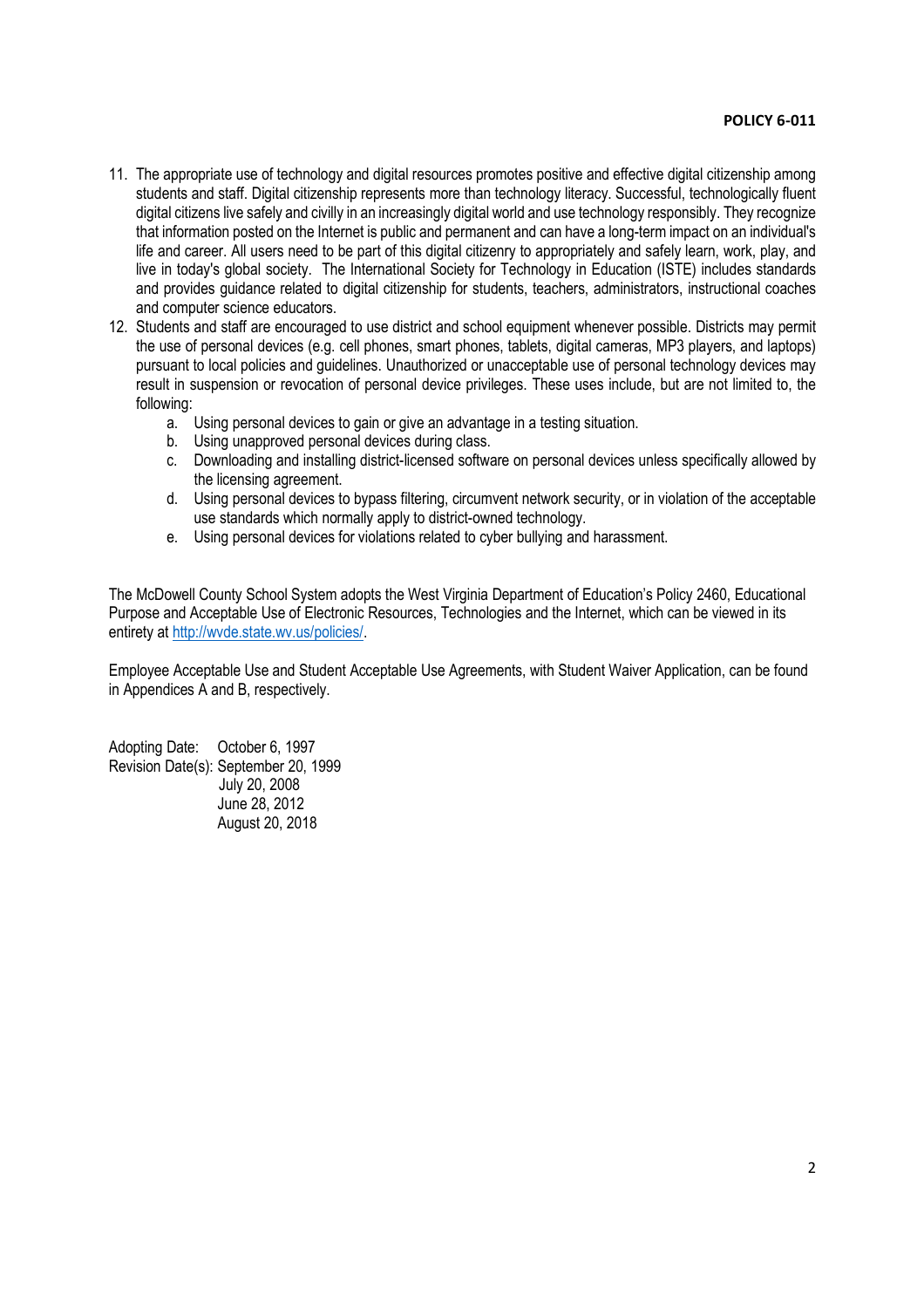11. The appropriate use of technology and digital resources promotes positive and effective digital citizenship among students and staff. Digital citizenship represents more than technology literacy. Successful, technologically fluent digital citizens live safely and civilly in an increasingly digital world and use technology responsibly. They recognize that information posted on the Internet is public and permanent and can have a long-term impact on an individual's life and career. All users need to be part of this digital citizenry to appropriately and safely learn, work, play, and live in today's global society. The International Society for Technology in Education (ISTE) includes standards and provides guidance related to digital citizenship for students, teachers, administrators, instructional coaches and computer science educators.
12. Students and staff are encouraged to use district and school equipment whenever possible. Districts may permit the use of personal devices (e.g. cell phones, smart phones, tablets, digital cameras, MP3 players, and laptops) pursuant to local policies and guidelines. Unauthorized or unacceptable use of personal technology devices may result in suspension or revocation of personal device privileges. These uses include, but are not limited to, the following:
    a. Using personal devices to gain or give an advantage in a testing situation.
    b. Using unapproved personal devices during class.
    c. Downloading and installing district-licensed software on personal devices unless specifically allowed by the licensing agreement.
    d. Using personal devices to bypass filtering, circumvent network security, or in violation of the acceptable use standards which normally apply to district-owned technology.
    e. Using personal devices for violations related to cyber bullying and harassment.

The McDowell County School System adopts the West Virginia Department of Education's Policy 2460, Educational Purpose and Acceptable Use of Electronic Resources, Technologies and the Internet, which can be viewed in its entirety at http://wvde.state.wv.us/policies/.

Employee Acceptable Use and Student Acceptable Use Agreements, with Student Waiver Application, can be found in Appendices A and B, respectively.

Adopting Date: October 6, 1997
Revision Date(s): September 20, 1999
July 20, 2008
June 28, 2012
August 20, 2018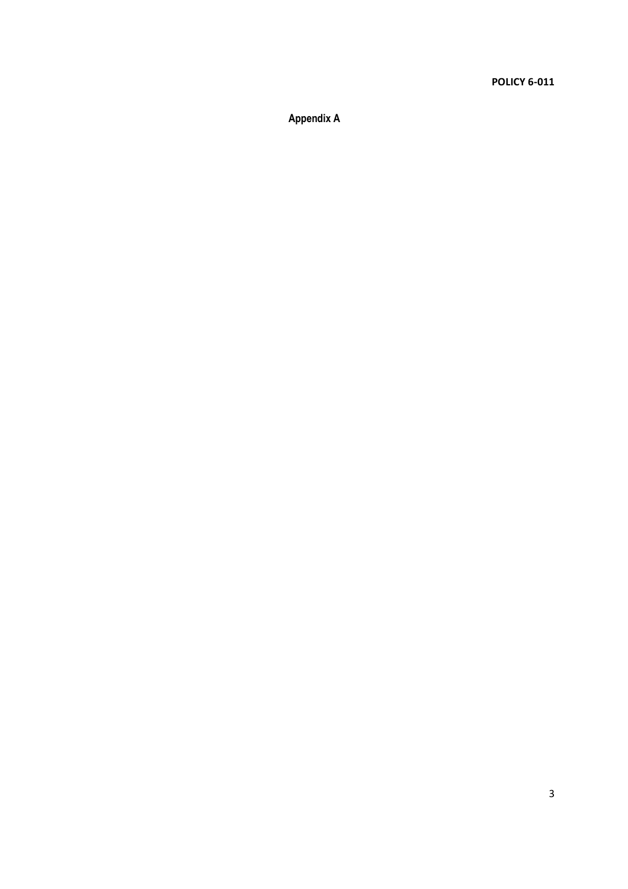## Appendix A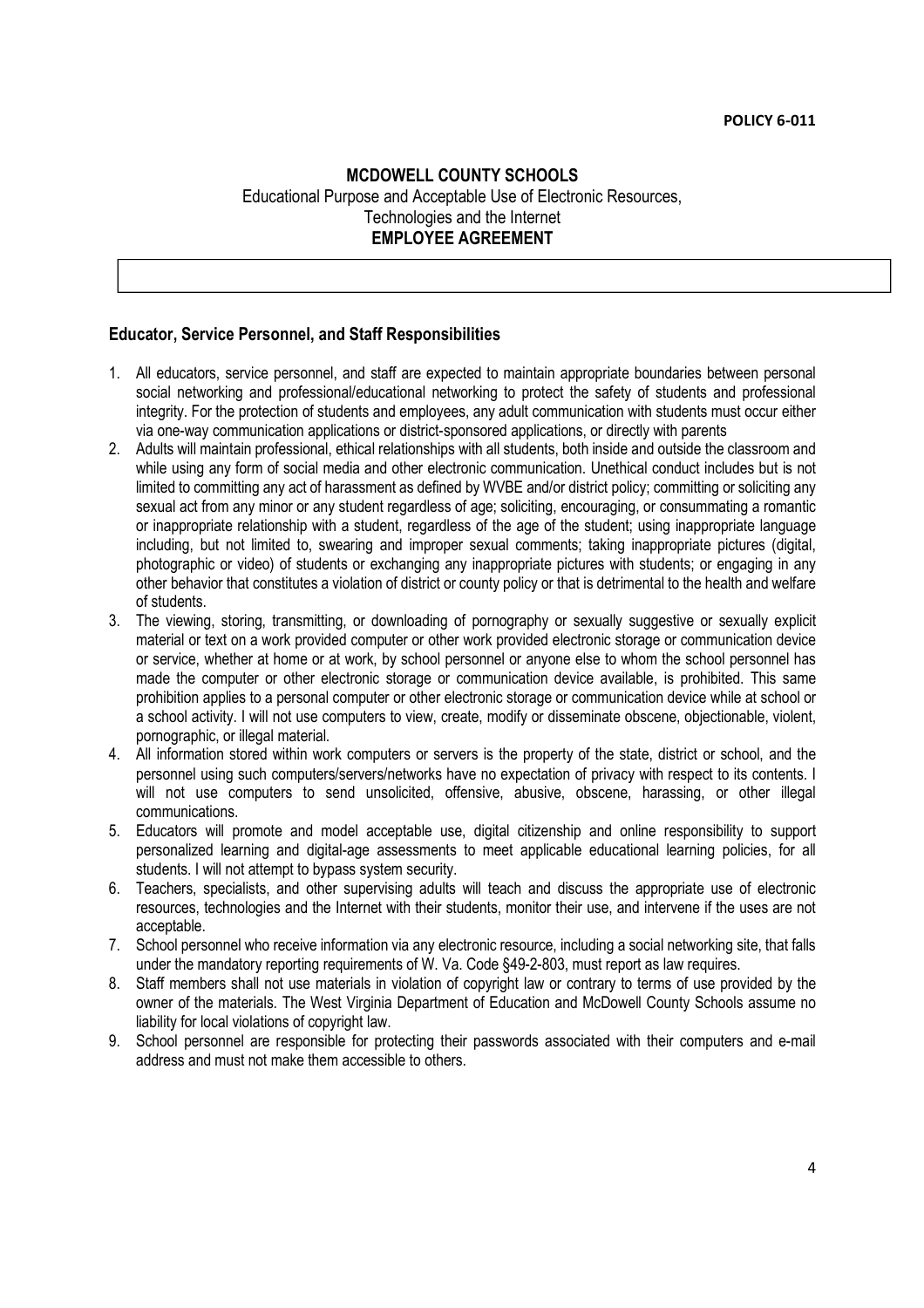**POLICY 6-011**

# MCDOWELL COUNTY SCHOOLS

Educational Purpose and Acceptable Use of Electronic Resources,
Technologies and the Internet
**EMPLOYEE AGREEMENT**

## Educator, Service Personnel, and Staff Responsibilities

1. All educators, service personnel, and staff are expected to maintain appropriate boundaries between personal social networking and professional/educational networking to protect the safety of students and professional integrity. For the protection of students and employees, any adult communication with students must occur either via one-way communication applications or district-sponsored applications, or directly with parents
2. Adults will maintain professional, ethical relationships with all students, both inside and outside the classroom and while using any form of social media and other electronic communication. Unethical conduct includes but is not limited to committing any act of harassment as defined by WVBE and/or district policy; committing or soliciting any sexual act from any minor or any student regardless of age; soliciting, encouraging, or consummating a romantic or inappropriate relationship with a student, regardless of the age of the student; using inappropriate language including, but not limited to, swearing and improper sexual comments; taking inappropriate pictures (digital, photographic or video) of students or exchanging any inappropriate pictures with students; or engaging in any other behavior that constitutes a violation of district or county policy or that is detrimental to the health and welfare of students.
3. The viewing, storing, transmitting, or downloading of pornography or sexually suggestive or sexually explicit material or text on a work provided computer or other work provided electronic storage or communication device or service, whether at home or at work, by school personnel or anyone else to whom the school personnel has made the computer or other electronic storage or communication device available, is prohibited. This same prohibition applies to a personal computer or other electronic storage or communication device while at school or a school activity. I will not use computers to view, create, modify or disseminate obscene, objectionable, violent, pornographic, or illegal material.
4. All information stored within work computers or servers is the property of the state, district or school, and the personnel using such computers/servers/networks have no expectation of privacy with respect to its contents. I will not use computers to send unsolicited, offensive, abusive, obscene, harassing, or other illegal communications.
5. Educators will promote and model acceptable use, digital citizenship and online responsibility to support personalized learning and digital-age assessments to meet applicable educational learning policies, for all students. I will not attempt to bypass system security.
6. Teachers, specialists, and other supervising adults will teach and discuss the appropriate use of electronic resources, technologies and the Internet with their students, monitor their use, and intervene if the uses are not acceptable.
7. School personnel who receive information via any electronic resource, including a social networking site, that falls under the mandatory reporting requirements of W. Va. Code §49-2-803, must report as law requires.
8. Staff members shall not use materials in violation of copyright law or contrary to terms of use provided by the owner of the materials. The West Virginia Department of Education and McDowell County Schools assume no liability for local violations of copyright law.
9. School personnel are responsible for protecting their passwords associated with their computers and e-mail address and must not make them accessible to others.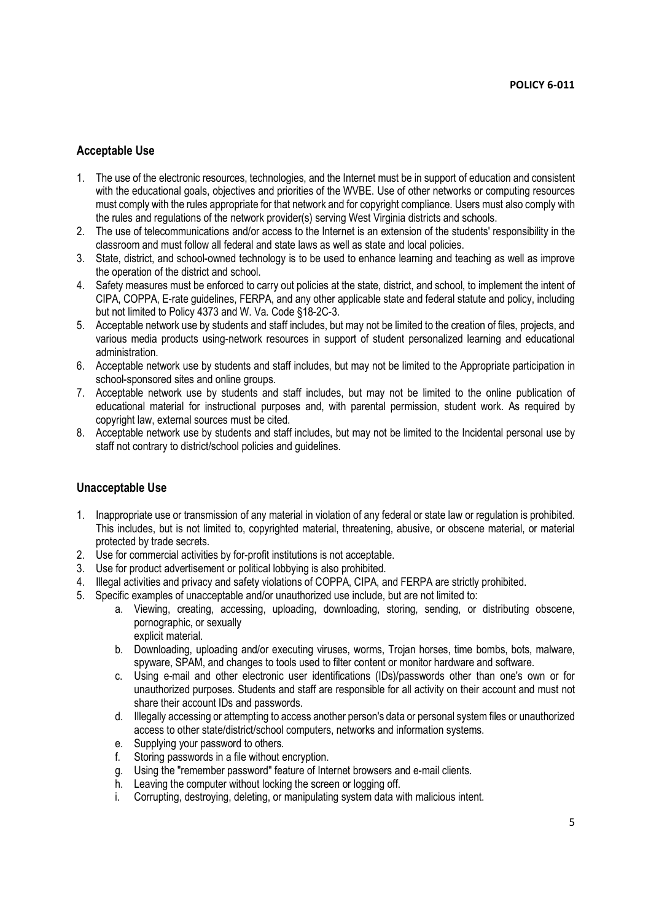## Acceptable Use

1. The use of the electronic resources, technologies, and the Internet must be in support of education and consistent with the educational goals, objectives and priorities of the WVBE. Use of other networks or computing resources must comply with the rules appropriate for that network and for copyright compliance. Users must also comply with the rules and regulations of the network provider(s) serving West Virginia districts and schools.
2. The use of telecommunications and/or access to the Internet is an extension of the students' responsibility in the classroom and must follow all federal and state laws as well as state and local policies.
3. State, district, and school-owned technology is to be used to enhance learning and teaching as well as improve the operation of the district and school.
4. Safety measures must be enforced to carry out policies at the state, district, and school, to implement the intent of CIPA, COPPA, E-rate guidelines, FERPA, and any other applicable state and federal statute and policy, including but not limited to Policy 4373 and W. Va. Code §18-2C-3.
5. Acceptable network use by students and staff includes, but may not be limited to the creation of files, projects, and various media products using-network resources in support of student personalized learning and educational administration.
6. Acceptable network use by students and staff includes, but may not be limited to the Appropriate participation in school-sponsored sites and online groups.
7. Acceptable network use by students and staff includes, but may not be limited to the online publication of educational material for instructional purposes and, with parental permission, student work. As required by copyright law, external sources must be cited.
8. Acceptable network use by students and staff includes, but may not be limited to the Incidental personal use by staff not contrary to district/school policies and guidelines.

## Unacceptable Use

1. Inappropriate use or transmission of any material in violation of any federal or state law or regulation is prohibited. This includes, but is not limited to, copyrighted material, threatening, abusive, or obscene material, or material protected by trade secrets.
2. Use for commercial activities by for-profit institutions is not acceptable.
3. Use for product advertisement or political lobbying is also prohibited.
4. Illegal activities and privacy and safety violations of COPPA, CIPA, and FERPA are strictly prohibited.
5. Specific examples of unacceptable and/or unauthorized use include, but are not limited to:
   a. Viewing, creating, accessing, uploading, downloading, storing, sending, or distributing obscene, pornographic, or sexually explicit material.
   b. Downloading, uploading and/or executing viruses, worms, Trojan horses, time bombs, bots, malware, spyware, SPAM, and changes to tools used to filter content or monitor hardware and software.
   c. Using e-mail and other electronic user identifications (IDs)/passwords other than one's own or for unauthorized purposes. Students and staff are responsible for all activity on their account and must not share their account IDs and passwords.
   d. Illegally accessing or attempting to access another person's data or personal system files or unauthorized access to other state/district/school computers, networks and information systems.
   e. Supplying your password to others.
   f. Storing passwords in a file without encryption.
   g. Using the "remember password" feature of Internet browsers and e-mail clients.
   h. Leaving the computer without locking the screen or logging off.
   i. Corrupting, destroying, deleting, or manipulating system data with malicious intent.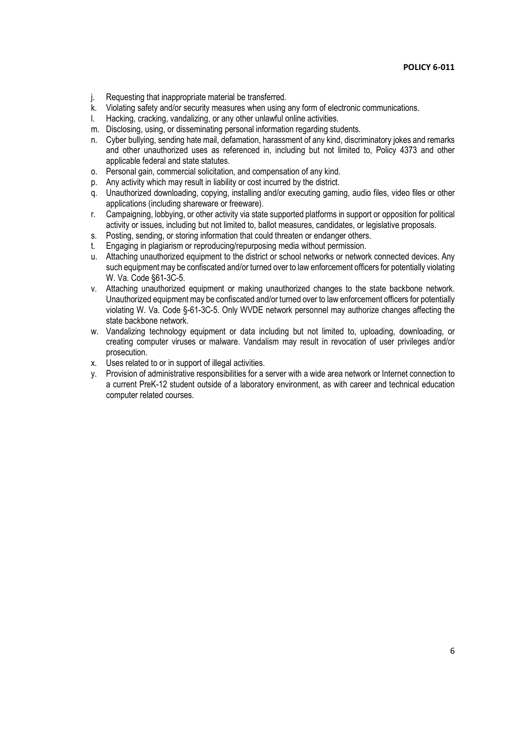j. Requesting that inappropriate material be transferred.
k. Violating safety and/or security measures when using any form of electronic communications.
l. Hacking, cracking, vandalizing, or any other unlawful online activities.
m. Disclosing, using, or disseminating personal information regarding students.
n. Cyber bullying, sending hate mail, defamation, harassment of any kind, discriminatory jokes and remarks and other unauthorized uses as referenced in, including but not limited to, Policy 4373 and other applicable federal and state statutes.
o. Personal gain, commercial solicitation, and compensation of any kind.
p. Any activity which may result in liability or cost incurred by the district.
q. Unauthorized downloading, copying, installing and/or executing gaming, audio files, video files or other applications (including shareware or freeware).
r. Campaigning, lobbying, or other activity via state supported platforms in support or opposition for political activity or issues, including but not limited to, ballot measures, candidates, or legislative proposals.
s. Posting, sending, or storing information that could threaten or endanger others.
t. Engaging in plagiarism or reproducing/repurposing media without permission.
u. Attaching unauthorized equipment to the district or school networks or network connected devices. Any such equipment may be confiscated and/or turned over to law enforcement officers for potentially violating W. Va. Code §61-3C-5.
v. Attaching unauthorized equipment or making unauthorized changes to the state backbone network. Unauthorized equipment may be confiscated and/or turned over to law enforcement officers for potentially violating W. Va. Code §-61-3C-5. Only WVDE network personnel may authorize changes affecting the state backbone network.
w. Vandalizing technology equipment or data including but not limited to, uploading, downloading, or creating computer viruses or malware. Vandalism may result in revocation of user privileges and/or prosecution.
x. Uses related to or in support of illegal activities.
y. Provision of administrative responsibilities for a server with a wide area network or Internet connection to a current PreK-12 student outside of a laboratory environment, as with career and technical education computer related courses.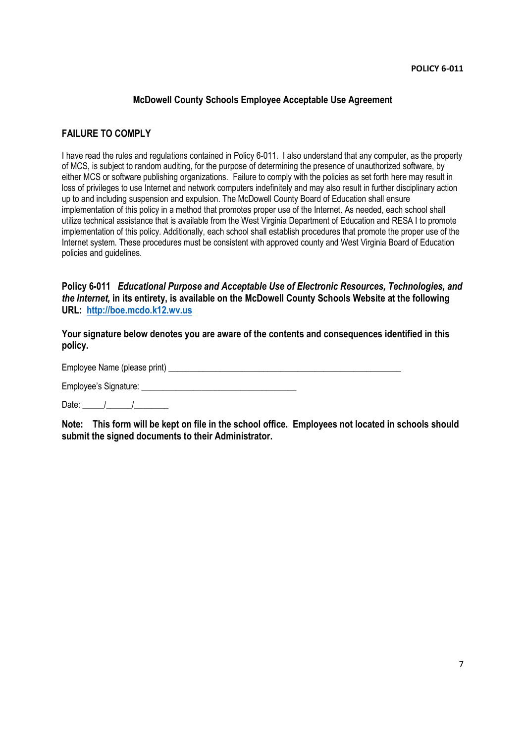**POLICY 6-011**

## McDowell County Schools Employee Acceptable Use Agreement

### FAILURE TO COMPLY

I have read the rules and regulations contained in Policy 6-011. I also understand that any computer, as the property of MCS, is subject to random auditing, for the purpose of determining the presence of unauthorized software, by either MCS or software publishing organizations. Failure to comply with the policies as set forth here may result in loss of privileges to use Internet and network computers indefinitely and may also result in further disciplinary action up to and including suspension and expulsion. The McDowell County Board of Education shall ensure implementation of this policy in a method that promotes proper use of the Internet. As needed, each school shall utilize technical assistance that is available from the West Virginia Department of Education and RESA I to promote implementation of this policy. Additionally, each school shall establish procedures that promote the proper use of the Internet system. These procedures must be consistent with approved county and West Virginia Board of Education policies and guidelines.

**Policy 6-011** ***Educational Purpose and Acceptable Use of Electronic Resources, Technologies, and the Internet,*** **in its entirety, is available on the McDowell County Schools Website at the following URL: [http://boe.mcdo.k12.wv.us](http://boe.mcdo.k12.wv.us)**

**Your signature below denotes you are aware of the contents and consequences identified in this policy.**

Employee Name (please print) ______________________________________________________

Employee's Signature: ____________________________________

Date: _____/______/________

**Note: This form will be kept on file in the school office. Employees not located in schools should submit the signed documents to their Administrator.**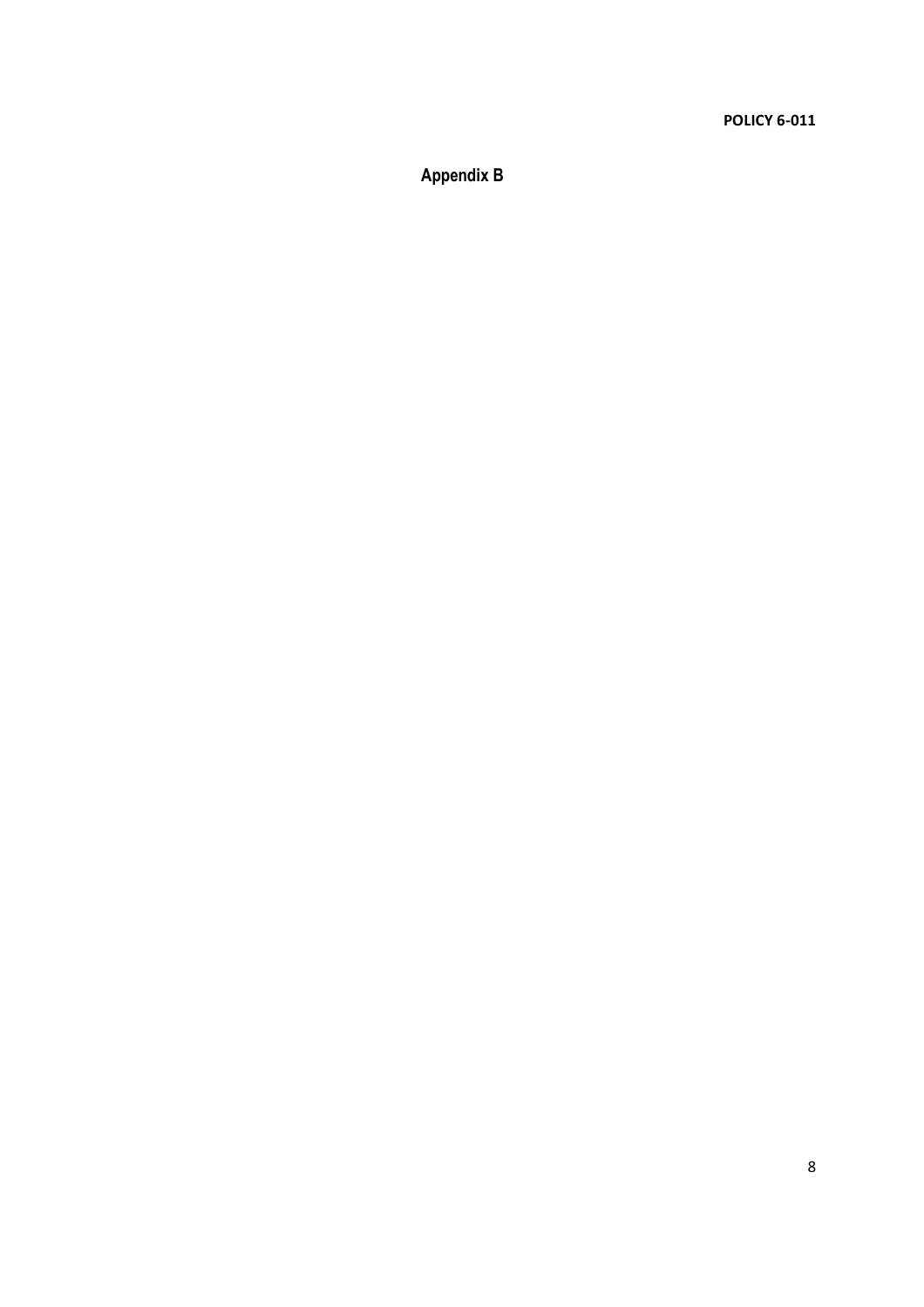## Appendix B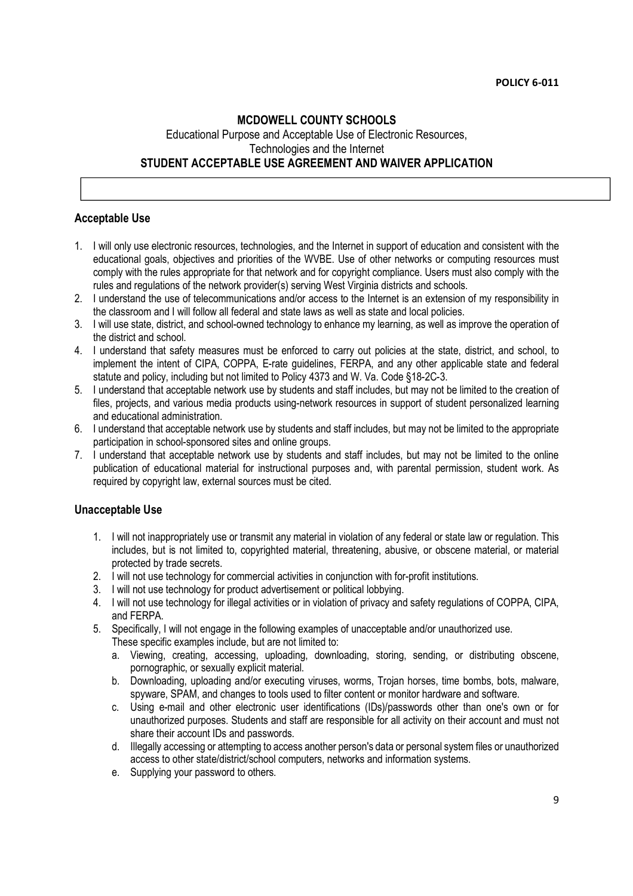**POLICY 6-011**

**MCDOWELL COUNTY SCHOOLS**

Educational Purpose and Acceptable Use of Electronic Resources, Technologies and the Internet

**STUDENT ACCEPTABLE USE AGREEMENT AND WAIVER APPLICATION**

## Acceptable Use

1. I will only use electronic resources, technologies, and the Internet in support of education and consistent with the educational goals, objectives and priorities of the WVBE. Use of other networks or computing resources must comply with the rules appropriate for that network and for copyright compliance. Users must also comply with the rules and regulations of the network provider(s) serving West Virginia districts and schools.
2. I understand the use of telecommunications and/or access to the Internet is an extension of my responsibility in the classroom and I will follow all federal and state laws as well as state and local policies.
3. I will use state, district, and school-owned technology to enhance my learning, as well as improve the operation of the district and school.
4. I understand that safety measures must be enforced to carry out policies at the state, district, and school, to implement the intent of CIPA, COPPA, E-rate guidelines, FERPA, and any other applicable state and federal statute and policy, including but not limited to Policy 4373 and W. Va. Code §18-2C-3.
5. I understand that acceptable network use by students and staff includes, but may not be limited to the creation of files, projects, and various media products using-network resources in support of student personalized learning and educational administration.
6. I understand that acceptable network use by students and staff includes, but may not be limited to the appropriate participation in school-sponsored sites and online groups.
7. I understand that acceptable network use by students and staff includes, but may not be limited to the online publication of educational material for instructional purposes and, with parental permission, student work. As required by copyright law, external sources must be cited.

## Unacceptable Use

1. I will not inappropriately use or transmit any material in violation of any federal or state law or regulation. This includes, but is not limited to, copyrighted material, threatening, abusive, or obscene material, or material protected by trade secrets.
2. I will not use technology for commercial activities in conjunction with for-profit institutions.
3. I will not use technology for product advertisement or political lobbying.
4. I will not use technology for illegal activities or in violation of privacy and safety regulations of COPPA, CIPA, and FERPA.
5. Specifically, I will not engage in the following examples of unacceptable and/or unauthorized use. These specific examples include, but are not limited to:
   a. Viewing, creating, accessing, uploading, downloading, storing, sending, or distributing obscene, pornographic, or sexually explicit material.
   b. Downloading, uploading and/or executing viruses, worms, Trojan horses, time bombs, bots, malware, spyware, SPAM, and changes to tools used to filter content or monitor hardware and software.
   c. Using e-mail and other electronic user identifications (IDs)/passwords other than one's own or for unauthorized purposes. Students and staff are responsible for all activity on their account and must not share their account IDs and passwords.
   d. Illegally accessing or attempting to access another person's data or personal system files or unauthorized access to other state/district/school computers, networks and information systems.
   e. Supplying your password to others.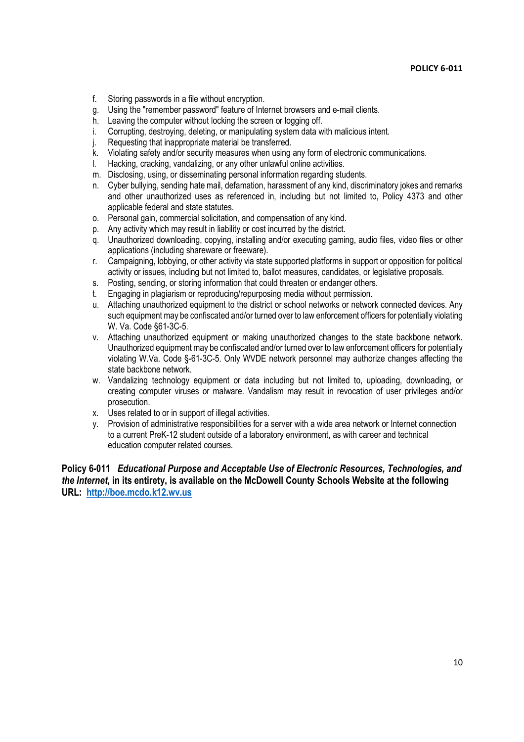f. Storing passwords in a file without encryption.
g. Using the "remember password" feature of Internet browsers and e-mail clients.
h. Leaving the computer without locking the screen or logging off.
i. Corrupting, destroying, deleting, or manipulating system data with malicious intent.
j. Requesting that inappropriate material be transferred.
k. Violating safety and/or security measures when using any form of electronic communications.
l. Hacking, cracking, vandalizing, or any other unlawful online activities.
m. Disclosing, using, or disseminating personal information regarding students.
n. Cyber bullying, sending hate mail, defamation, harassment of any kind, discriminatory jokes and remarks and other unauthorized uses as referenced in, including but not limited to, Policy 4373 and other applicable federal and state statutes.
o. Personal gain, commercial solicitation, and compensation of any kind.
p. Any activity which may result in liability or cost incurred by the district.
q. Unauthorized downloading, copying, installing and/or executing gaming, audio files, video files or other applications (including shareware or freeware).
r. Campaigning, lobbying, or other activity via state supported platforms in support or opposition for political activity or issues, including but not limited to, ballot measures, candidates, or legislative proposals.
s. Posting, sending, or storing information that could threaten or endanger others.
t. Engaging in plagiarism or reproducing/repurposing media without permission.
u. Attaching unauthorized equipment to the district or school networks or network connected devices. Any such equipment may be confiscated and/or turned over to law enforcement officers for potentially violating W. Va. Code §61-3C-5.
v. Attaching unauthorized equipment or making unauthorized changes to the state backbone network. Unauthorized equipment may be confiscated and/or turned over to law enforcement officers for potentially violating W.Va. Code §-61-3C-5. Only WVDE network personnel may authorize changes affecting the state backbone network.
w. Vandalizing technology equipment or data including but not limited to, uploading, downloading, or creating computer viruses or malware. Vandalism may result in revocation of user privileges and/or prosecution.
x. Uses related to or in support of illegal activities.
y. Provision of administrative responsibilities for a server with a wide area network or Internet connection to a current PreK-12 student outside of a laboratory environment, as with career and technical education computer related courses.

**Policy 6-011** ***Educational Purpose and Acceptable Use of Electronic Resources, Technologies, and the Internet,*** **in its entirety, is available on the McDowell County Schools Website at the following URL: [http://boe.mcdo.k12.wv.us](http://boe.mcdo.k12.wv.us)**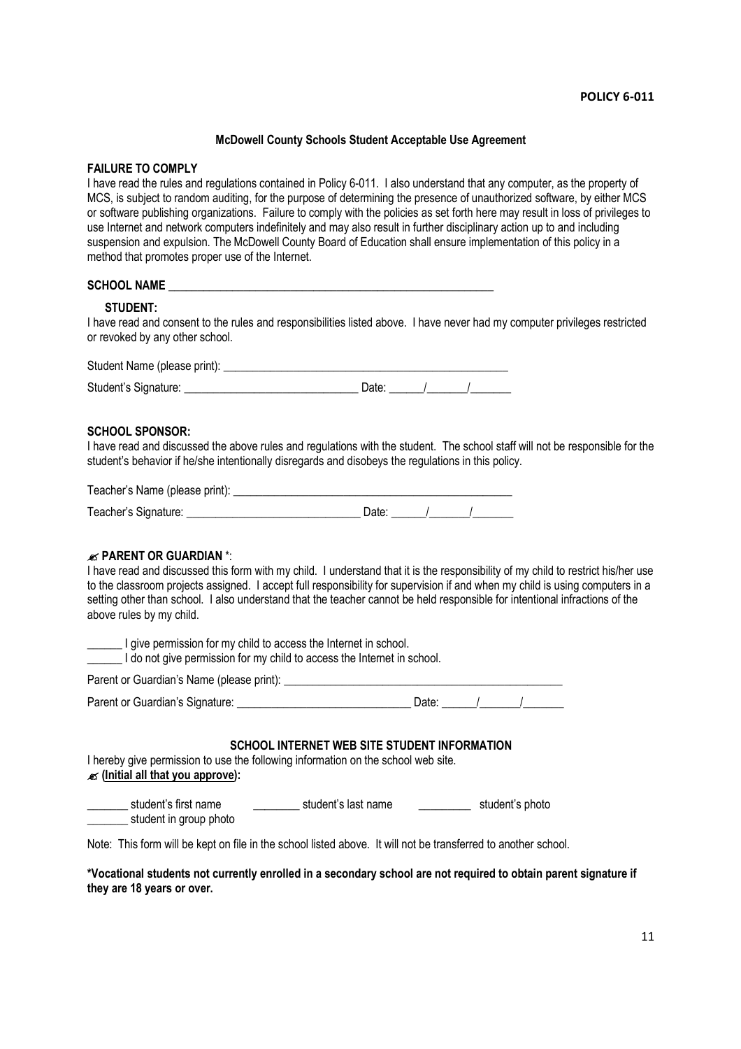**POLICY 6-011**

## McDowell County Schools Student Acceptable Use Agreement

**FAILURE TO COMPLY**

I have read the rules and regulations contained in Policy 6-011. I also understand that any computer, as the property of MCS, is subject to random auditing, for the purpose of determining the presence of unauthorized software, by either MCS or software publishing organizations. Failure to comply with the policies as set forth here may result in loss of privileges to use Internet and network computers indefinitely and may also result in further disciplinary action up to and including suspension and expulsion. The McDowell County Board of Education shall ensure implementation of this policy in a method that promotes proper use of the Internet.

**SCHOOL NAME** ___________________________________________________________

**STUDENT:**

I have read and consent to the rules and responsibilities listed above. I have never had my computer privileges restricted or revoked by any other school.

Student Name (please print): ___________________________________________________

Student's Signature: _______________________________ Date: ______/_______/_______

**SCHOOL SPONSOR:**

I have read and discussed the above rules and regulations with the student. The school staff will not be responsible for the student's behavior if he/she intentionally disregards and disobeys the regulations in this policy.

Teacher's Name (please print): __________________________________________________

Teacher's Signature: ______________________________ Date: ______/_______/_______

✍ **PARENT OR GUARDIAN** *:

I have read and discussed this form with my child. I understand that it is the responsibility of my child to restrict his/her use to the classroom projects assigned. I accept full responsibility for supervision if and when my child is using computers in a setting other than school. I also understand that the teacher cannot be held responsible for intentional infractions of the above rules by my child.

______ I give permission for my child to access the Internet in school.

______ I do not give permission for my child to access the Internet in school.

Parent or Guardian's Name (please print): ___________________________________________________

Parent or Guardian's Signature: _______________________________ Date: ______/_______/_______

**SCHOOL INTERNET WEB SITE STUDENT INFORMATION**

I hereby give permission to use the following information on the school web site.

✍ **(Initial all that you approve):**

_______ student's first name ________ student's last name _________ student's photo

_______ student in group photo

Note: This form will be kept on file in the school listed above. It will not be transferred to another school.

**\*Vocational students not currently enrolled in a secondary school are not required to obtain parent signature if they are 18 years or over.**